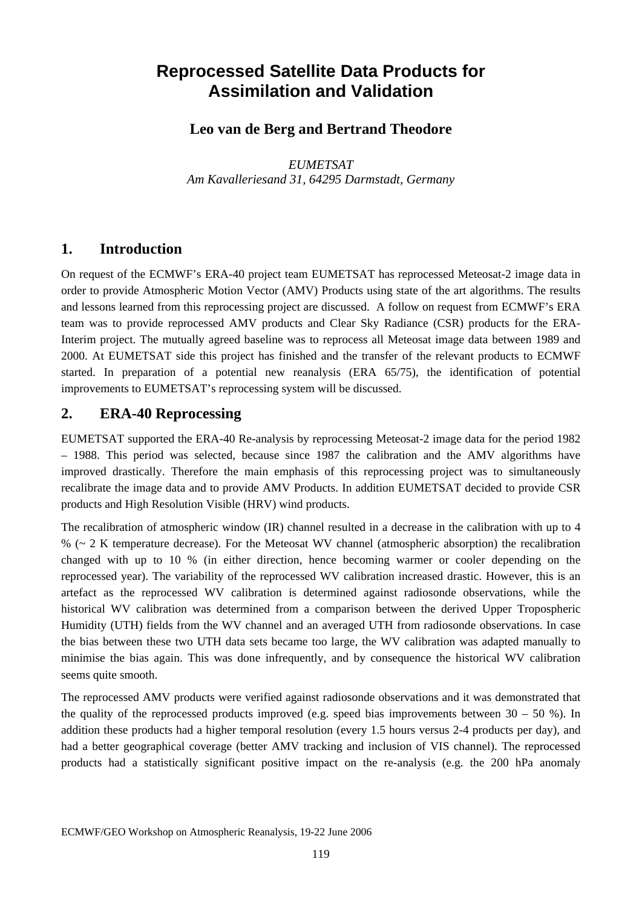# Reprocessed Satellite Data Products for Assimilation and Validation

**Leo van de Berg and Bertrand Theodore**

*EUMETSAT*
*Am Kavalleriesand 31, 64295 Darmstadt, Germany*

## 1. Introduction

On request of the ECMWF's ERA-40 project team EUMETSAT has reprocessed Meteosat-2 image data in order to provide Atmospheric Motion Vector (AMV) Products using state of the art algorithms. The results and lessons learned from this reprocessing project are discussed. A follow on request from ECMWF's ERA team was to provide reprocessed AMV products and Clear Sky Radiance (CSR) products for the ERA-Interim project. The mutually agreed baseline was to reprocess all Meteosat image data between 1989 and 2000. At EUMETSAT side this project has finished and the transfer of the relevant products to ECMWF started. In preparation of a potential new reanalysis (ERA 65/75), the identification of potential improvements to EUMETSAT's reprocessing system will be discussed.

## 2. ERA-40 Reprocessing

EUMETSAT supported the ERA-40 Re-analysis by reprocessing Meteosat-2 image data for the period 1982 – 1988. This period was selected, because since 1987 the calibration and the AMV algorithms have improved drastically. Therefore the main emphasis of this reprocessing project was to simultaneously recalibrate the image data and to provide AMV Products. In addition EUMETSAT decided to provide CSR products and High Resolution Visible (HRV) wind products.

The recalibration of atmospheric window (IR) channel resulted in a decrease in the calibration with up to 4 % (~ 2 K temperature decrease). For the Meteosat WV channel (atmospheric absorption) the recalibration changed with up to 10 % (in either direction, hence becoming warmer or cooler depending on the reprocessed year). The variability of the reprocessed WV calibration increased drastic. However, this is an artefact as the reprocessed WV calibration is determined against radiosonde observations, while the historical WV calibration was determined from a comparison between the derived Upper Tropospheric Humidity (UTH) fields from the WV channel and an averaged UTH from radiosonde observations. In case the bias between these two UTH data sets became too large, the WV calibration was adapted manually to minimise the bias again. This was done infrequently, and by consequence the historical WV calibration seems quite smooth.

The reprocessed AMV products were verified against radiosonde observations and it was demonstrated that the quality of the reprocessed products improved (e.g. speed bias improvements between 30 – 50 %). In addition these products had a higher temporal resolution (every 1.5 hours versus 2-4 products per day), and had a better geographical coverage (better AMV tracking and inclusion of VIS channel). The reprocessed products had a statistically significant positive impact on the re-analysis (e.g. the 200 hPa anomaly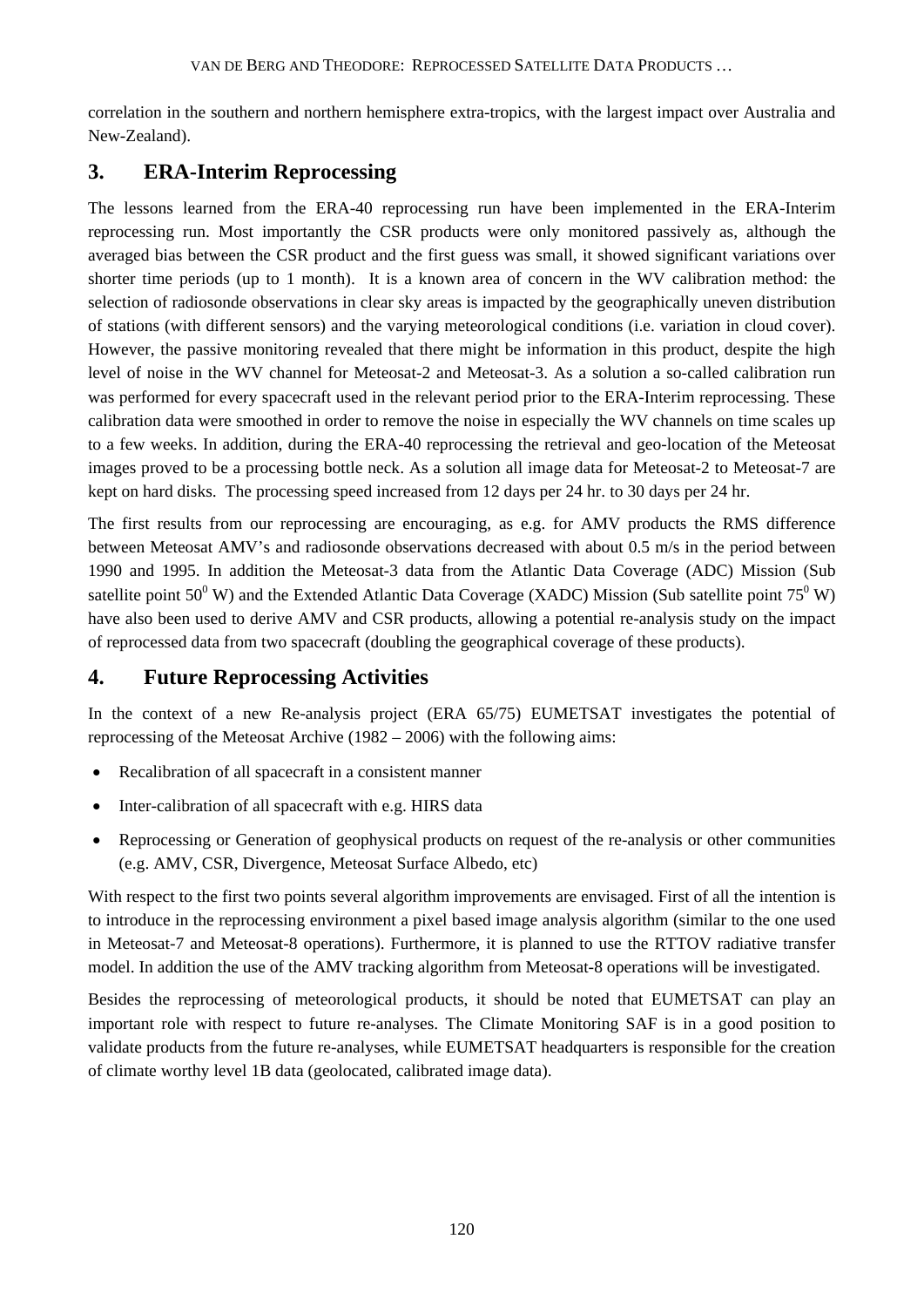correlation in the southern and northern hemisphere extra-tropics, with the largest impact over Australia and New-Zealand).

## 3. ERA-Interim Reprocessing

The lessons learned from the ERA-40 reprocessing run have been implemented in the ERA-Interim reprocessing run. Most importantly the CSR products were only monitored passively as, although the averaged bias between the CSR product and the first guess was small, it showed significant variations over shorter time periods (up to 1 month). It is a known area of concern in the WV calibration method: the selection of radiosonde observations in clear sky areas is impacted by the geographically uneven distribution of stations (with different sensors) and the varying meteorological conditions (i.e. variation in cloud cover). However, the passive monitoring revealed that there might be information in this product, despite the high level of noise in the WV channel for Meteosat-2 and Meteosat-3. As a solution a so-called calibration run was performed for every spacecraft used in the relevant period prior to the ERA-Interim reprocessing. These calibration data were smoothed in order to remove the noise in especially the WV channels on time scales up to a few weeks. In addition, during the ERA-40 reprocessing the retrieval and geo-location of the Meteosat images proved to be a processing bottle neck. As a solution all image data for Meteosat-2 to Meteosat-7 are kept on hard disks. The processing speed increased from 12 days per 24 hr. to 30 days per 24 hr.

The first results from our reprocessing are encouraging, as e.g. for AMV products the RMS difference between Meteosat AMV's and radiosonde observations decreased with about 0.5 m/s in the period between 1990 and 1995. In addition the Meteosat-3 data from the Atlantic Data Coverage (ADC) Mission (Sub satellite point $50^0$ W) and the Extended Atlantic Data Coverage (XADC) Mission (Sub satellite point $75^0$ W) have also been used to derive AMV and CSR products, allowing a potential re-analysis study on the impact of reprocessed data from two spacecraft (doubling the geographical coverage of these products).

## 4. Future Reprocessing Activities

In the context of a new Re-analysis project (ERA 65/75) EUMETSAT investigates the potential of reprocessing of the Meteosat Archive (1982 – 2006) with the following aims:

- Recalibration of all spacecraft in a consistent manner
- Inter-calibration of all spacecraft with e.g. HIRS data
- Reprocessing or Generation of geophysical products on request of the re-analysis or other communities (e.g. AMV, CSR, Divergence, Meteosat Surface Albedo, etc)

With respect to the first two points several algorithm improvements are envisaged. First of all the intention is to introduce in the reprocessing environment a pixel based image analysis algorithm (similar to the one used in Meteosat-7 and Meteosat-8 operations). Furthermore, it is planned to use the RTTOV radiative transfer model. In addition the use of the AMV tracking algorithm from Meteosat-8 operations will be investigated.

Besides the reprocessing of meteorological products, it should be noted that EUMETSAT can play an important role with respect to future re-analyses. The Climate Monitoring SAF is in a good position to validate products from the future re-analyses, while EUMETSAT headquarters is responsible for the creation of climate worthy level 1B data (geolocated, calibrated image data).